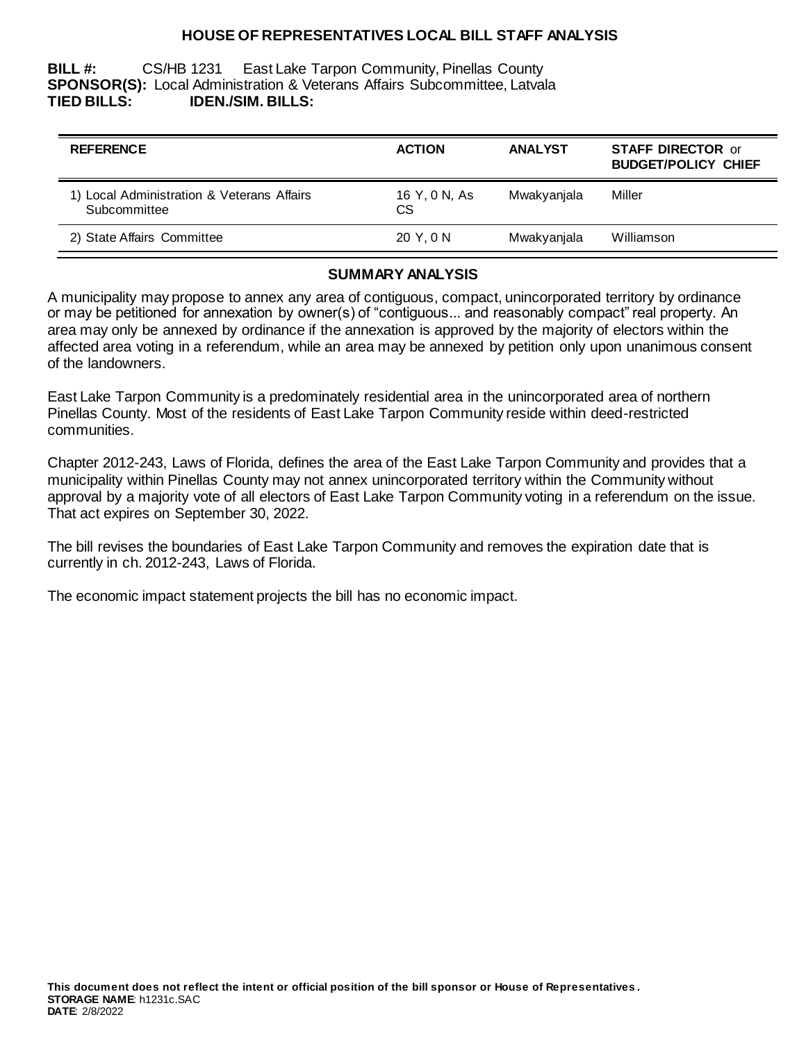# HOUSE OF REPRESENTATIVES LOCAL BILL STAFF ANALYSIS

**BILL #:** CS/HB 1231 East Lake Tarpon Community, Pinellas County
**SPONSOR(S):** Local Administration & Veterans Affairs Subcommittee, Latvala
**TIED BILLS:** **IDEN./SIM. BILLS:**

| REFERENCE | ACTION | ANALYST | STAFF DIRECTOR or BUDGET/POLICY CHIEF |
|---|---|---|---|
| 1) Local Administration & Veterans Affairs Subcommittee | 16 Y, 0 N, As CS | Mwakyanjala | Miller |
| 2) State Affairs Committee | 20 Y, 0 N | Mwakyanjala | Williamson |

## SUMMARY ANALYSIS

A municipality may propose to annex any area of contiguous, compact, unincorporated territory by ordinance or may be petitioned for annexation by owner(s) of "contiguous... and reasonably compact" real property. An area may only be annexed by ordinance if the annexation is approved by the majority of electors within the affected area voting in a referendum, while an area may be annexed by petition only upon unanimous consent of the landowners.

East Lake Tarpon Community is a predominately residential area in the unincorporated area of northern Pinellas County. Most of the residents of East Lake Tarpon Community reside within deed-restricted communities.

Chapter 2012-243, Laws of Florida, defines the area of the East Lake Tarpon Community and provides that a municipality within Pinellas County may not annex unincorporated territory within the Community without approval by a majority vote of all electors of East Lake Tarpon Community voting in a referendum on the issue. That act expires on September 30, 2022.

The bill revises the boundaries of East Lake Tarpon Community and removes the expiration date that is currently in ch. 2012-243, Laws of Florida.

The economic impact statement projects the bill has no economic impact.

**This document does not reflect the intent or official position of the bill sponsor or House of Representatives.**
**STORAGE NAME**: h1231c.SAC
**DATE**: 2/8/2022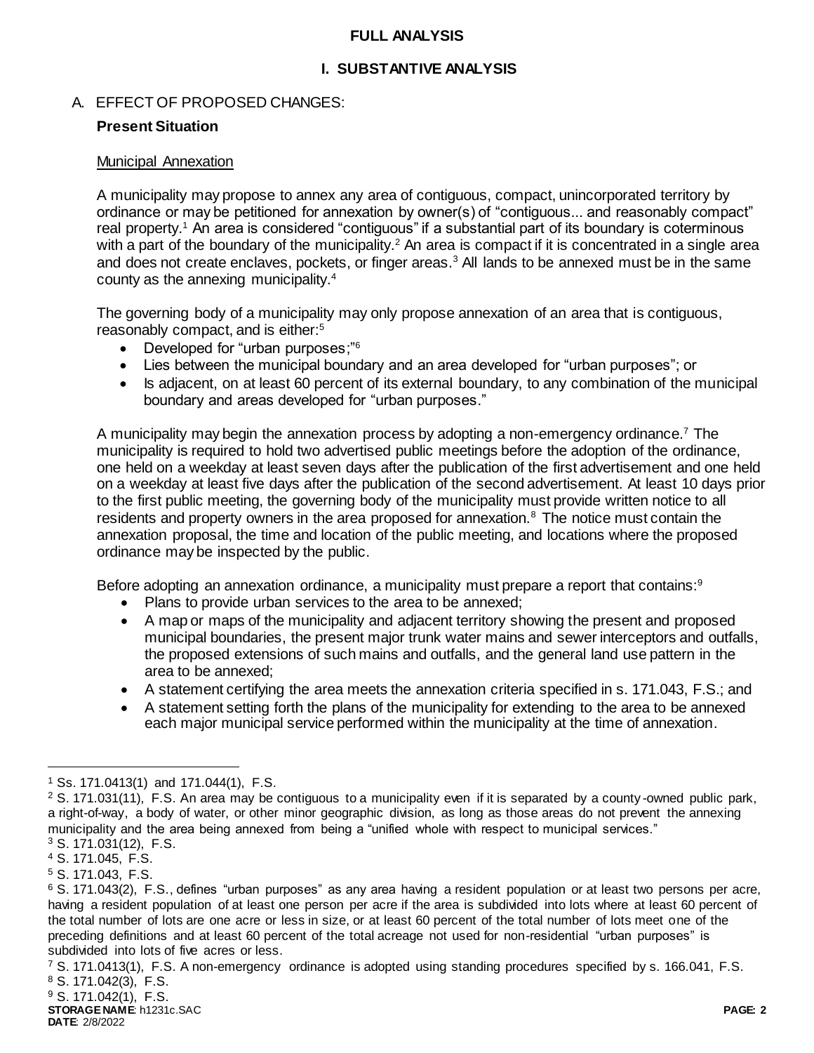## FULL ANALYSIS

## I. SUBSTANTIVE ANALYSIS

### A. EFFECT OF PROPOSED CHANGES:

**Present Situation**

Municipal Annexation

A municipality may propose to annex any area of contiguous, compact, unincorporated territory by ordinance or may be petitioned for annexation by owner(s) of "contiguous... and reasonably compact" real property.[1] An area is considered "contiguous" if a substantial part of its boundary is coterminous with a part of the boundary of the municipality.[2] An area is compact if it is concentrated in a single area and does not create enclaves, pockets, or finger areas.[3] All lands to be annexed must be in the same county as the annexing municipality.[4]

The governing body of a municipality may only propose annexation of an area that is contiguous, reasonably compact, and is either:[5]

- Developed for "urban purposes;"[6]
- Lies between the municipal boundary and an area developed for "urban purposes"; or
- Is adjacent, on at least 60 percent of its external boundary, to any combination of the municipal boundary and areas developed for "urban purposes."

A municipality may begin the annexation process by adopting a non-emergency ordinance.[7] The municipality is required to hold two advertised public meetings before the adoption of the ordinance, one held on a weekday at least seven days after the publication of the first advertisement and one held on a weekday at least five days after the publication of the second advertisement. At least 10 days prior to the first public meeting, the governing body of the municipality must provide written notice to all residents and property owners in the area proposed for annexation.[8] The notice must contain the annexation proposal, the time and location of the public meeting, and locations where the proposed ordinance may be inspected by the public.

Before adopting an annexation ordinance, a municipality must prepare a report that contains:[9]

- Plans to provide urban services to the area to be annexed;
- A map or maps of the municipality and adjacent territory showing the present and proposed municipal boundaries, the present major trunk water mains and sewer interceptors and outfalls, the proposed extensions of such mains and outfalls, and the general land use pattern in the area to be annexed;
- A statement certifying the area meets the annexation criteria specified in s. 171.043, F.S.; and
- A statement setting forth the plans of the municipality for extending to the area to be annexed each major municipal service performed within the municipality at the time of annexation.

---

[1] Ss. 171.0413(1) and 171.044(1), F.S.

[2] S. 171.031(11), F.S. An area may be contiguous to a municipality even if it is separated by a county-owned public park, a right-of-way, a body of water, or other minor geographic division, as long as those areas do not prevent the annexing municipality and the area being annexed from being a "unified whole with respect to municipal services."

[3] S. 171.031(12), F.S.

[4] S. 171.045, F.S.

[5] S. 171.043, F.S.

[6] S. 171.043(2), F.S., defines "urban purposes" as any area having a resident population or at least two persons per acre, having a resident population of at least one person per acre if the area is subdivided into lots where at least 60 percent of the total number of lots are one acre or less in size, or at least 60 percent of the total number of lots meet one of the preceding definitions and at least 60 percent of the total acreage not used for non-residential "urban purposes" is subdivided into lots of five acres or less.

[7] S. 171.0413(1), F.S. A non-emergency ordinance is adopted using standing procedures specified by s. 166.041, F.S.

[8] S. 171.042(3), F.S.

[9] S. 171.042(1), F.S.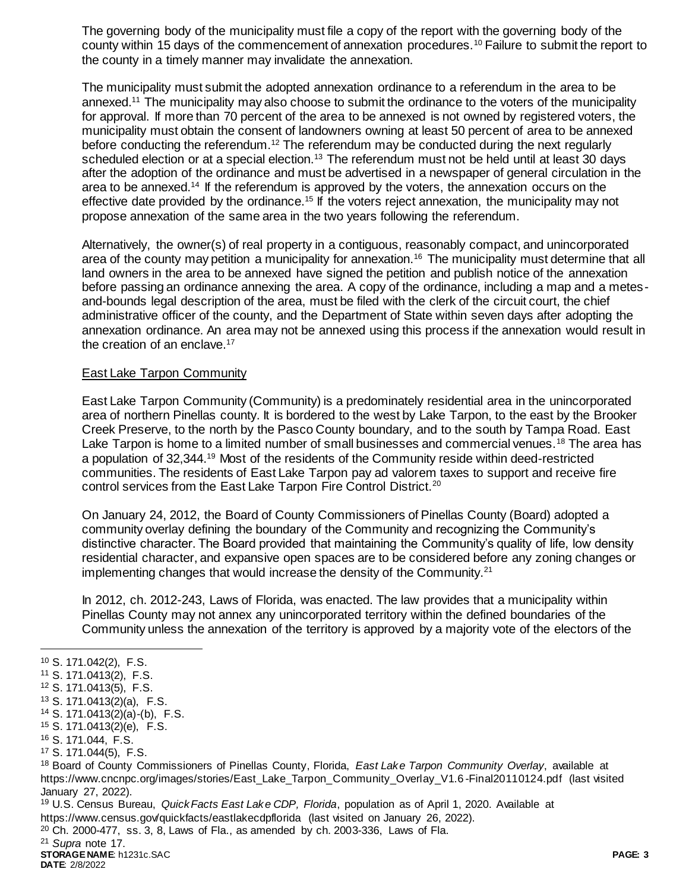The governing body of the municipality must file a copy of the report with the governing body of the county within 15 days of the commencement of annexation procedures.[10] Failure to submit the report to the county in a timely manner may invalidate the annexation.

The municipality must submit the adopted annexation ordinance to a referendum in the area to be annexed.[11] The municipality may also choose to submit the ordinance to the voters of the municipality for approval. If more than 70 percent of the area to be annexed is not owned by registered voters, the municipality must obtain the consent of landowners owning at least 50 percent of area to be annexed before conducting the referendum.[12] The referendum may be conducted during the next regularly scheduled election or at a special election.[13] The referendum must not be held until at least 30 days after the adoption of the ordinance and must be advertised in a newspaper of general circulation in the area to be annexed.[14] If the referendum is approved by the voters, the annexation occurs on the effective date provided by the ordinance.[15] If the voters reject annexation, the municipality may not propose annexation of the same area in the two years following the referendum.

Alternatively, the owner(s) of real property in a contiguous, reasonably compact, and unincorporated area of the county may petition a municipality for annexation.[16] The municipality must determine that all land owners in the area to be annexed have signed the petition and publish notice of the annexation before passing an ordinance annexing the area. A copy of the ordinance, including a map and a metes-and-bounds legal description of the area, must be filed with the clerk of the circuit court, the chief administrative officer of the county, and the Department of State within seven days after adopting the annexation ordinance. An area may not be annexed using this process if the annexation would result in the creation of an enclave.[17]

East Lake Tarpon Community

East Lake Tarpon Community (Community) is a predominately residential area in the unincorporated area of northern Pinellas county. It is bordered to the west by Lake Tarpon, to the east by the Brooker Creek Preserve, to the north by the Pasco County boundary, and to the south by Tampa Road. East Lake Tarpon is home to a limited number of small businesses and commercial venues.[18] The area has a population of 32,344.[19] Most of the residents of the Community reside within deed-restricted communities. The residents of East Lake Tarpon pay ad valorem taxes to support and receive fire control services from the East Lake Tarpon Fire Control District.[20]

On January 24, 2012, the Board of County Commissioners of Pinellas County (Board) adopted a community overlay defining the boundary of the Community and recognizing the Community's distinctive character. The Board provided that maintaining the Community's quality of life, low density residential character, and expansive open spaces are to be considered before any zoning changes or implementing changes that would increase the density of the Community.[21]

In 2012, ch. 2012-243, Laws of Florida, was enacted. The law provides that a municipality within Pinellas County may not annex any unincorporated territory within the defined boundaries of the Community unless the annexation of the territory is approved by a majority vote of the electors of the

---

[10] S. 171.042(2), F.S.
[11] S. 171.0413(2), F.S.
[12] S. 171.0413(5), F.S.
[13] S. 171.0413(2)(a), F.S.
[14] S. 171.0413(2)(a)-(b), F.S.
[15] S. 171.0413(2)(e), F.S.
[16] S. 171.044, F.S.
[17] S. 171.044(5), F.S.
[18] Board of County Commissioners of Pinellas County, Florida, *East Lake Tarpon Community Overlay*, available at https://www.cncnpc.org/images/stories/East_Lake_Tarpon_Community_Overlay_V1.6-Final20110124.pdf (last visited January 27, 2022).
[19] U.S. Census Bureau, *QuickFacts East Lake CDP, Florida*, population as of April 1, 2020. Available at https://www.census.gov/quickfacts/eastlakecdpflorida (last visited on January 26, 2022).
[20] Ch. 2000-477, ss. 3, 8, Laws of Fla., as amended by ch. 2003-336, Laws of Fla.
[21] *Supra* note 17.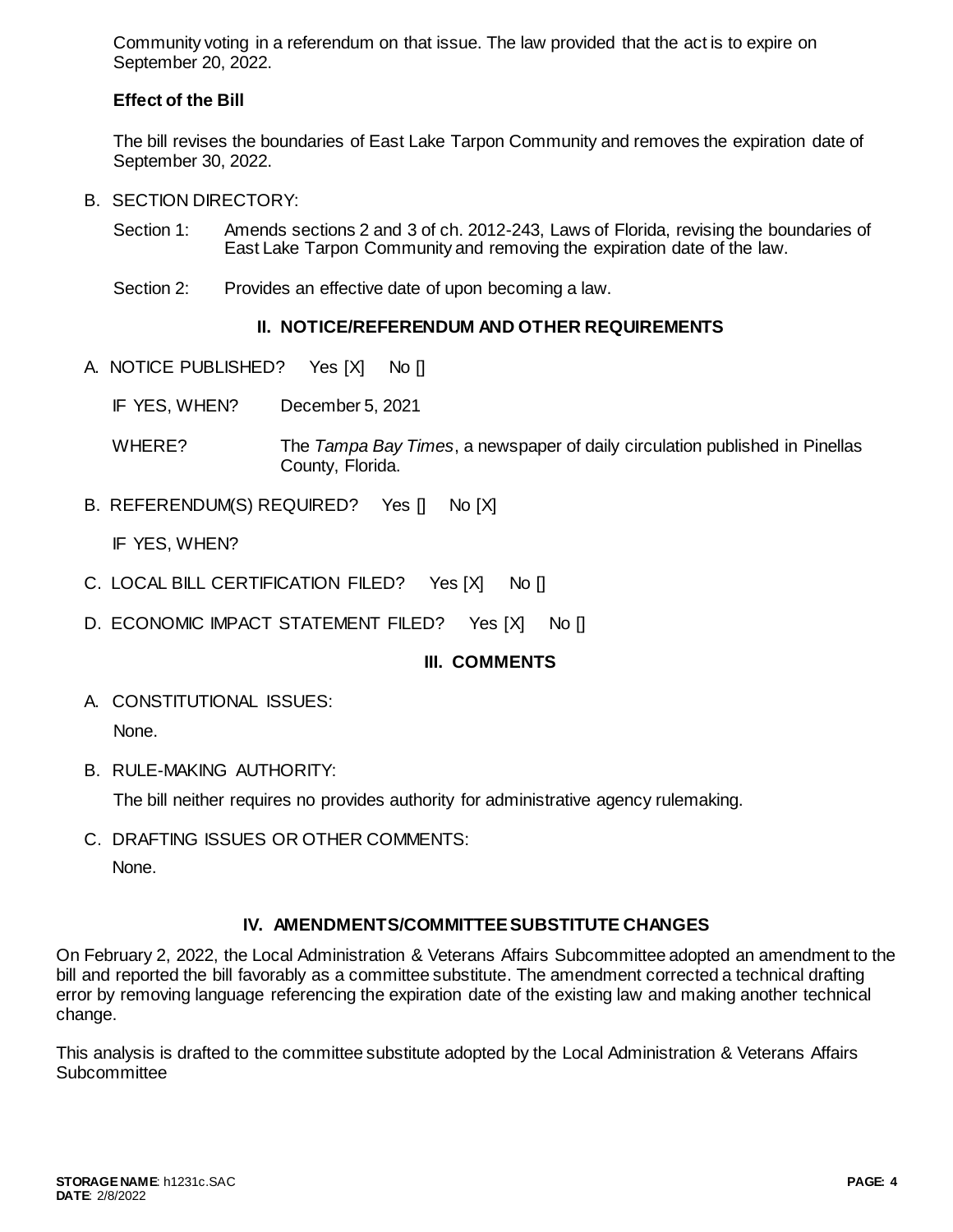Community voting in a referendum on that issue. The law provided that the act is to expire on September 20, 2022.

**Effect of the Bill**

The bill revises the boundaries of East Lake Tarpon Community and removes the expiration date of September 30, 2022.

B. SECTION DIRECTORY:

Section 1: Amends sections 2 and 3 of ch. 2012-243, Laws of Florida, revising the boundaries of East Lake Tarpon Community and removing the expiration date of the law.

Section 2: Provides an effective date of upon becoming a law.

## II. NOTICE/REFERENDUM AND OTHER REQUIREMENTS

A. NOTICE PUBLISHED? Yes [X] No []

IF YES, WHEN? December 5, 2021

WHERE? The *Tampa Bay Times*, a newspaper of daily circulation published in Pinellas County, Florida.

B. REFERENDUM(S) REQUIRED? Yes [] No [X]

IF YES, WHEN?

C. LOCAL BILL CERTIFICATION FILED? Yes [X] No []

D. ECONOMIC IMPACT STATEMENT FILED? Yes [X] No []

## III. COMMENTS

A. CONSTITUTIONAL ISSUES:

None.

B. RULE-MAKING AUTHORITY:

The bill neither requires no provides authority for administrative agency rulemaking.

C. DRAFTING ISSUES OR OTHER COMMENTS:

None.

## IV. AMENDMENTS/COMMITTEE SUBSTITUTE CHANGES

On February 2, 2022, the Local Administration & Veterans Affairs Subcommittee adopted an amendment to the bill and reported the bill favorably as a committee substitute. The amendment corrected a technical drafting error by removing language referencing the expiration date of the existing law and making another technical change.

This analysis is drafted to the committee substitute adopted by the Local Administration & Veterans Affairs Subcommittee

**STORAGE NAME**: h1231c.SAC
**DATE**: 2/8/2022